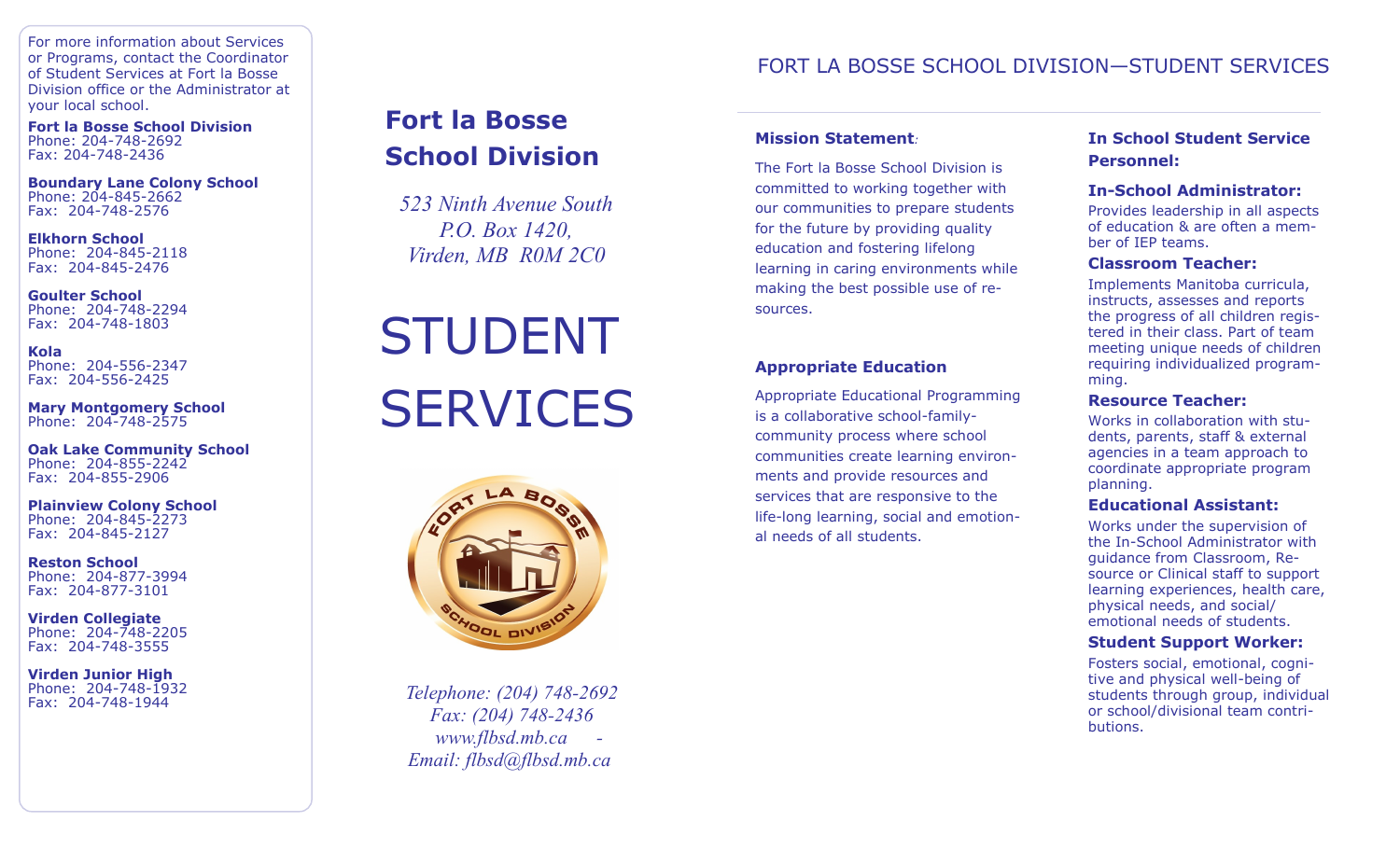For more information about Services or Programs, contact the Coordinator of Student Services at Fort la Bosse Division office or the Administrator at your local school.

**Fort la Bosse School Division**
Phone: 204-748-2692
Fax: 204-748-2436

**Boundary Lane Colony School**
Phone: 204-845-2662
Fax: 204-748-2576

**Elkhorn School**
Phone: 204-845-2118
Fax: 204-845-2476

**Goulter School**
Phone: 204-748-2294
Fax: 204-748-1803

**Kola**
Phone: 204-556-2347
Fax: 204-556-2425

**Mary Montgomery School**
Phone: 204-748-2575

**Oak Lake Community School**
Phone: 204-855-2242
Fax: 204-855-2906

**Plainview Colony School**
Phone: 204-845-2273
Fax: 204-845-2127

**Reston School**
Phone: 204-877-3994
Fax: 204-877-3101

**Virden Collegiate**
Phone: 204-748-2205
Fax: 204-748-3555

**Virden Junior High**
Phone: 204-748-1932
Fax: 204-748-1944

## Fort la Bosse School Division

*523 Ninth Avenue South*
*P.O. Box 1420,*
*Virden, MB R0M 2C0*

# STUDENT SERVICES

FORT LA BOSSE SCHOOL DIVISION

*Telephone: (204) 748-2692*
*Fax: (204) 748-2436*
*www.flbsd.mb.ca -*
*Email: flbsd@flbsd.mb.ca*

FORT LA BOSSE SCHOOL DIVISION—STUDENT SERVICES

### Mission Statement:

The Fort la Bosse School Division is committed to working together with our communities to prepare students for the future by providing quality education and fostering lifelong learning in caring environments while making the best possible use of resources.

### Appropriate Education

Appropriate Educational Programming is a collaborative school-family-community process where school communities create learning environments and provide resources and services that are responsive to the life-long learning, social and emotional needs of all students.

### In School Student Service Personnel:

**In-School Administrator:**

Provides leadership in all aspects of education & are often a member of IEP teams.

**Classroom Teacher:**

Implements Manitoba curricula, instructs, assesses and reports the progress of all children registered in their class. Part of team meeting unique needs of children requiring individualized programming.

**Resource Teacher:**

Works in collaboration with students, parents, staff & external agencies in a team approach to coordinate appropriate program planning.

**Educational Assistant:**

Works under the supervision of the In-School Administrator with guidance from Classroom, Resource or Clinical staff to support learning experiences, health care, physical needs, and social/emotional needs of students.

**Student Support Worker:**

Fosters social, emotional, cognitive and physical well-being of students through group, individual or school/divisional team contributions.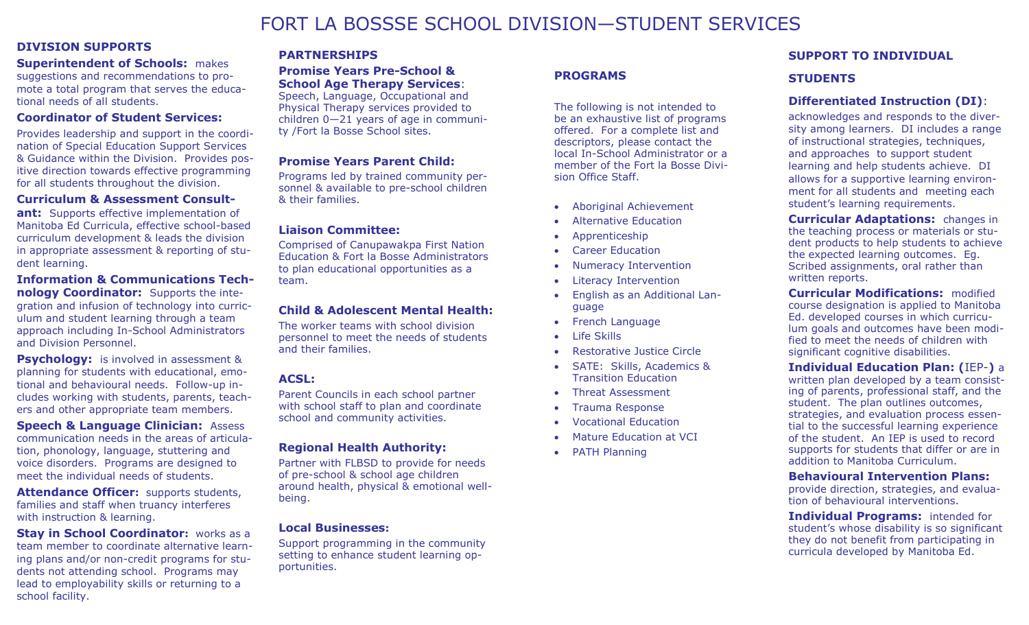# FORT LA BOSSSE SCHOOL DIVISION—STUDENT SERVICES

## DIVISION SUPPORTS

**Superintendent of Schools:** makes suggestions and recommendations to promote a total program that serves the educational needs of all students.

**Coordinator of Student Services:**

Provides leadership and support in the coordination of Special Education Support Services & Guidance within the Division. Provides positive direction towards effective programming for all students throughout the division.

**Curriculum & Assessment Consultant:** Supports effective implementation of Manitoba Ed Curricula, effective school-based curriculum development & leads the division in appropriate assessment & reporting of student learning.

**Information & Communications Technology Coordinator:** Supports the integration and infusion of technology into curriculum and student learning through a team approach including In-School Administrators and Division Personnel.

**Psychology:** is involved in assessment & planning for students with educational, emotional and behavioural needs. Follow-up includes working with students, parents, teachers and other appropriate team members.

**Speech & Language Clinician:** Assess communication needs in the areas of articulation, phonology, language, stuttering and voice disorders. Programs are designed to meet the individual needs of students.

**Attendance Officer:** supports students, families and staff when truancy interferes with instruction & learning.

**Stay in School Coordinator:** works as a team member to coordinate alternative learning plans and/or non-credit programs for students not attending school. Programs may lead to employability skills or returning to a school facility.

## PARTNERSHIPS

**Promise Years Pre-School & School Age Therapy Services**:
Speech, Language, Occupational and Physical Therapy services provided to children 0—21 years of age in community /Fort la Bosse School sites.

**Promise Years Parent Child:**

Programs led by trained community personnel & available to pre-school children & their families.

**Liaison Committee:**

Comprised of Canupawakpa First Nation Education & Fort la Bosse Administrators to plan educational opportunities as a team.

**Child & Adolescent Mental Health:**

The worker teams with school division personnel to meet the needs of students and their families.

**ACSL:**

Parent Councils in each school partner with school staff to plan and coordinate school and community activities.

**Regional Health Authority:**

Partner with FLBSD to provide for needs of pre-school & school age children around health, physical & emotional well-being.

**Local Businesses:**

Support programming in the community setting to enhance student learning opportunities.

## PROGRAMS

The following is not intended to be an exhaustive list of programs offered. For a complete list and descriptors, please contact the local In-School Administrator or a member of the Fort la Bosse Division Office Staff.

- Aboriginal Achievement
- Alternative Education
- Apprenticeship
- Career Education
- Numeracy Intervention
- Literacy Intervention
- English as an Additional Language
- French Language
- Life Skills
- Restorative Justice Circle
- SATE: Skills, Academics & Transition Education
- Threat Assessment
- Trauma Response
- Vocational Education
- Mature Education at VCI
- PATH Planning

## SUPPORT TO INDIVIDUAL STUDENTS

**Differentiated Instruction (DI)**:

acknowledges and responds to the diversity among learners. DI includes a range of instructional strategies, techniques, and approaches to support student learning and help students achieve. DI allows for a supportive learning environment for all students and meeting each student's learning requirements.

**Curricular Adaptations:** changes in the teaching process or materials or student products to help students to achieve the expected learning outcomes. Eg. Scribed assignments, oral rather than written reports.

**Curricular Modifications:** modified course designation is applied to Manitoba Ed. developed courses in which curriculum goals and outcomes have been modified to meet the needs of children with significant cognitive disabilities.

**Individual Education Plan: (**IEP-**)** a written plan developed by a team consisting of parents, professional staff, and the student. The plan outlines outcomes, strategies, and evaluation process essential to the successful learning experience of the student. An IEP is used to record supports for students that differ or are in addition to Manitoba Curriculum.

**Behavioural Intervention Plans:** provide direction, strategies, and evaluation of behavioural interventions.

**Individual Programs:** intended for student's whose disability is so significant they do not benefit from participating in curricula developed by Manitoba Ed.